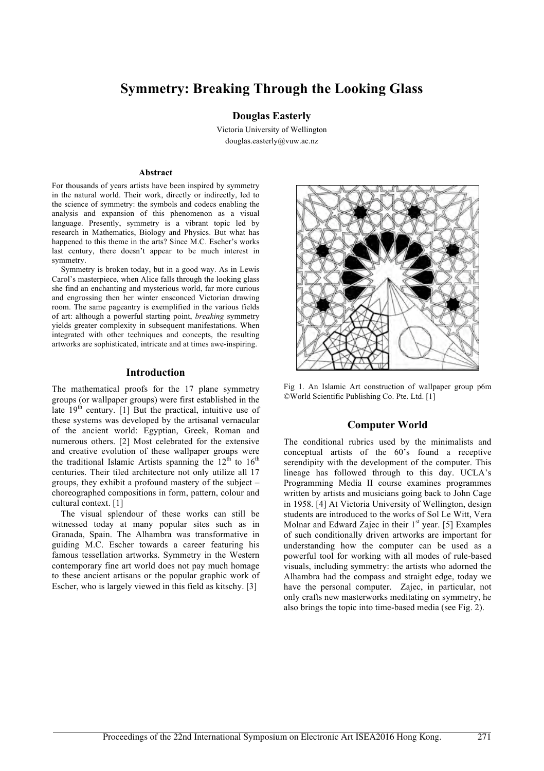# Symmetry: Breaking Through the Looking Glass

**Douglas Easterly**

Victoria University of Wellington
douglas.easterly@vuw.ac.nz

### Abstract

For thousands of years artists have been inspired by symmetry in the natural world. Their work, directly or indirectly, led to the science of symmetry: the symbols and codecs enabling the analysis and expansion of this phenomenon as a visual language. Presently, symmetry is a vibrant topic led by research in Mathematics, Biology and Physics. But what has happened to this theme in the arts? Since M.C. Escher's works last century, there doesn't appear to be much interest in symmetry.

Symmetry is broken today, but in a good way. As in Lewis Carol's masterpiece, when Alice falls through the looking glass she find an enchanting and mysterious world, far more curious and engrossing then her winter ensconced Victorian drawing room. The same pageantry is exemplified in the various fields of art: although a powerful starting point, *breaking* symmetry yields greater complexity in subsequent manifestations. When integrated with other techniques and concepts, the resulting artworks are sophisticated, intricate and at times awe-inspiring.

## Introduction

The mathematical proofs for the 17 plane symmetry groups (or wallpaper groups) were first established in the late 19th century. [1] But the practical, intuitive use of these systems was developed by the artisanal vernacular of the ancient world: Egyptian, Greek, Roman and numerous others. [2] Most celebrated for the extensive and creative evolution of these wallpaper groups were the traditional Islamic Artists spanning the 12th to 16th centuries. Their tiled architecture not only utilize all 17 groups, they exhibit a profound mastery of the subject – choreographed compositions in form, pattern, colour and cultural context. [1]

The visual splendour of these works can still be witnessed today at many popular sites such as in Granada, Spain. The Alhambra was transformative in guiding M.C. Escher towards a career featuring his famous tessellation artworks. Symmetry in the Western contemporary fine art world does not pay much homage to these ancient artisans or the popular graphic work of Escher, who is largely viewed in this field as kitschy. [3]

Fig 1. An Islamic Art construction of wallpaper group p6m ©World Scientific Publishing Co. Pte. Ltd. [1]

## Computer World

The conditional rubrics used by the minimalists and conceptual artists of the 60's found a receptive serendipity with the development of the computer. This lineage has followed through to this day. UCLA's Programming Media II course examines programmes written by artists and musicians going back to John Cage in 1958. [4] At Victoria University of Wellington, design students are introduced to the works of Sol Le Witt, Vera Molnar and Edward Zajec in their 1st year. [5] Examples of such conditionally driven artworks are important for understanding how the computer can be used as a powerful tool for working with all modes of rule-based visuals, including symmetry: the artists who adorned the Alhambra had the compass and straight edge, today we have the personal computer. Zajec, in particular, not only crafts new masterworks meditating on symmetry, he also brings the topic into time-based media (see Fig. 2).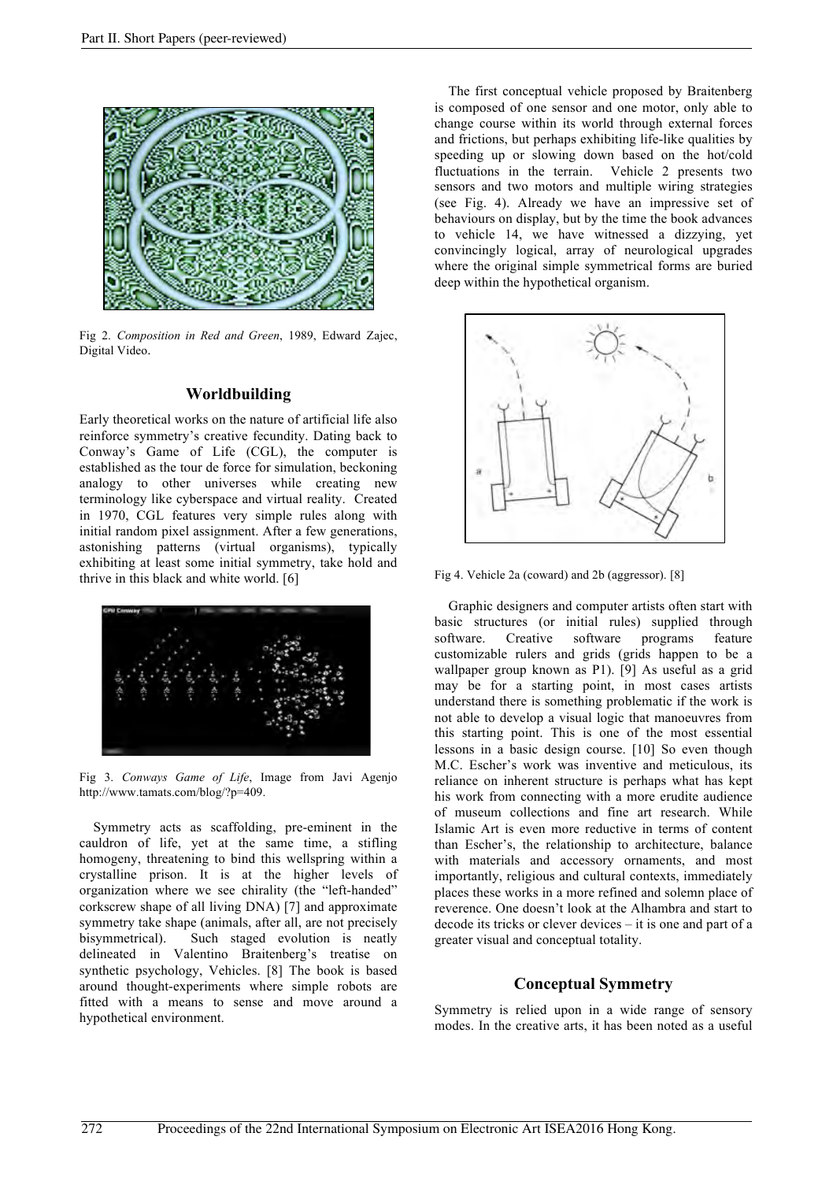Fig 2. *Composition in Red and Green*, 1989, Edward Zajec, Digital Video.

## Worldbuilding

Early theoretical works on the nature of artificial life also reinforce symmetry's creative fecundity. Dating back to Conway's Game of Life (CGL), the computer is established as the tour de force for simulation, beckoning analogy to other universes while creating new terminology like cyberspace and virtual reality. Created in 1970, CGL features very simple rules along with initial random pixel assignment. After a few generations, astonishing patterns (virtual organisms), typically exhibiting at least some initial symmetry, take hold and thrive in this black and white world. [6]

Fig 3. *Conways Game of Life*, Image from Javi Agenjo http://www.tamats.com/blog/?p=409.

Symmetry acts as scaffolding, pre-eminent in the cauldron of life, yet at the same time, a stifling homogeny, threatening to bind this wellspring within a crystalline prison. It is at the higher levels of organization where we see chirality (the "left-handed" corkscrew shape of all living DNA) [7] and approximate symmetry take shape (animals, after all, are not precisely bisymmetrical). Such staged evolution is neatly delineated in Valentino Braitenberg's treatise on synthetic psychology, Vehicles. [8] The book is based around thought-experiments where simple robots are fitted with a means to sense and move around a hypothetical environment.

The first conceptual vehicle proposed by Braitenberg is composed of one sensor and one motor, only able to change course within its world through external forces and frictions, but perhaps exhibiting life-like qualities by speeding up or slowing down based on the hot/cold fluctuations in the terrain. Vehicle 2 presents two sensors and two motors and multiple wiring strategies (see Fig. 4). Already we have an impressive set of behaviours on display, but by the time the book advances to vehicle 14, we have witnessed a dizzying, yet convincingly logical, array of neurological upgrades where the original simple symmetrical forms are buried deep within the hypothetical organism.

Fig 4. Vehicle 2a (coward) and 2b (aggressor). [8]

Graphic designers and computer artists often start with basic structures (or initial rules) supplied through software. Creative software programs feature customizable rulers and grids (grids happen to be a wallpaper group known as P1). [9] As useful as a grid may be for a starting point, in most cases artists understand there is something problematic if the work is not able to develop a visual logic that manoeuvres from this starting point. This is one of the most essential lessons in a basic design course. [10] So even though M.C. Escher's work was inventive and meticulous, its reliance on inherent structure is perhaps what has kept his work from connecting with a more erudite audience of museum collections and fine art research. While Islamic Art is even more reductive in terms of content than Escher's, the relationship to architecture, balance with materials and accessory ornaments, and most importantly, religious and cultural contexts, immediately places these works in a more refined and solemn place of reverence. One doesn't look at the Alhambra and start to decode its tricks or clever devices – it is one and part of a greater visual and conceptual totality.

## Conceptual Symmetry

Symmetry is relied upon in a wide range of sensory modes. In the creative arts, it has been noted as a useful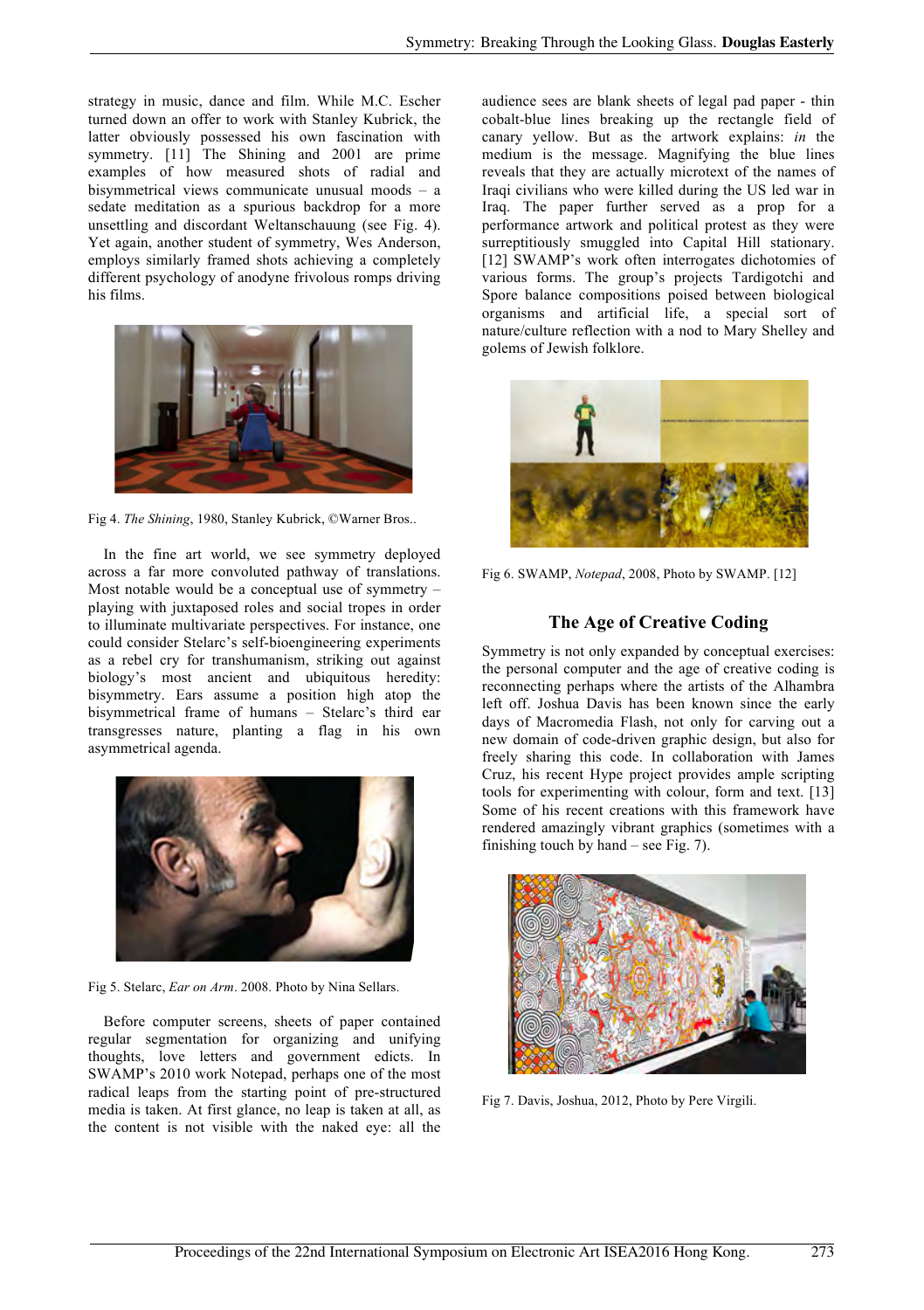strategy in music, dance and film. While M.C. Escher turned down an offer to work with Stanley Kubrick, the latter obviously possessed his own fascination with symmetry. [11] The Shining and 2001 are prime examples of how measured shots of radial and bisymmetrical views communicate unusual moods – a sedate meditation as a spurious backdrop for a more unsettling and discordant Weltanschauung (see Fig. 4). Yet again, another student of symmetry, Wes Anderson, employs similarly framed shots achieving a completely different psychology of anodyne frivolous romps driving his films.

Fig 4. *The Shining*, 1980, Stanley Kubrick, ©Warner Bros..

In the fine art world, we see symmetry deployed across a far more convoluted pathway of translations. Most notable would be a conceptual use of symmetry – playing with juxtaposed roles and social tropes in order to illuminate multivariate perspectives. For instance, one could consider Stelarc's self-bioengineering experiments as a rebel cry for transhumanism, striking out against biology's most ancient and ubiquitous heredity: bisymmetry. Ears assume a position high atop the bisymmetrical frame of humans – Stelarc's third ear transgresses nature, planting a flag in his own asymmetrical agenda.

Fig 5. Stelarc, *Ear on Arm*. 2008. Photo by Nina Sellars.

Before computer screens, sheets of paper contained regular segmentation for organizing and unifying thoughts, love letters and government edicts. In SWAMP's 2010 work Notepad, perhaps one of the most radical leaps from the starting point of pre-structured media is taken. At first glance, no leap is taken at all, as the content is not visible with the naked eye: all the audience sees are blank sheets of legal pad paper - thin cobalt-blue lines breaking up the rectangle field of canary yellow. But as the artwork explains: *in* the medium is the message. Magnifying the blue lines reveals that they are actually microtext of the names of Iraqi civilians who were killed during the US led war in Iraq. The paper further served as a prop for a performance artwork and political protest as they were surreptitiously smuggled into Capital Hill stationary. [12] SWAMP's work often interrogates dichotomies of various forms. The group's projects Tardigotchi and Spore balance compositions poised between biological organisms and artificial life, a special sort of nature/culture reflection with a nod to Mary Shelley and golems of Jewish folklore.

Fig 6. SWAMP, *Notepad*, 2008, Photo by SWAMP. [12]

## The Age of Creative Coding

Symmetry is not only expanded by conceptual exercises: the personal computer and the age of creative coding is reconnecting perhaps where the artists of the Alhambra left off. Joshua Davis has been known since the early days of Macromedia Flash, not only for carving out a new domain of code-driven graphic design, but also for freely sharing this code. In collaboration with James Cruz, his recent Hype project provides ample scripting tools for experimenting with colour, form and text. [13] Some of his recent creations with this framework have rendered amazingly vibrant graphics (sometimes with a finishing touch by hand – see Fig. 7).

Fig 7. Davis, Joshua, 2012, Photo by Pere Virgili.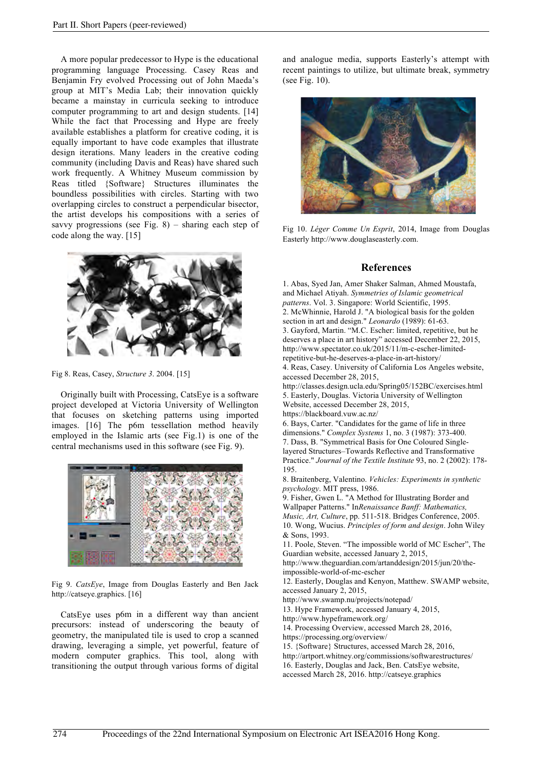A more popular predecessor to Hype is the educational programming language Processing. Casey Reas and Benjamin Fry evolved Processing out of John Maeda's group at MIT's Media Lab; their innovation quickly became a mainstay in curricula seeking to introduce computer programming to art and design students. [14] While the fact that Processing and Hype are freely available establishes a platform for creative coding, it is equally important to have code examples that illustrate design iterations. Many leaders in the creative coding community (including Davis and Reas) have shared such work frequently. A Whitney Museum commission by Reas titled {Software} Structures illuminates the boundless possibilities with circles. Starting with two overlapping circles to construct a perpendicular bisector, the artist develops his compositions with a series of savvy progressions (see Fig. 8) – sharing each step of code along the way. [15]

Fig 8. Reas, Casey, *Structure 3*. 2004. [15]

Originally built with Processing, CatsEye is a software project developed at Victoria University of Wellington that focuses on sketching patterns using imported images. [16] The p6m tessellation method heavily employed in the Islamic arts (see Fig.1) is one of the central mechanisms used in this software (see Fig. 9).

Fig 9. *CatsEye*, Image from Douglas Easterly and Ben Jack http://catseye.graphics. [16]

CatsEye uses p6m in a different way than ancient precursors: instead of underscoring the beauty of geometry, the manipulated tile is used to crop a scanned drawing, leveraging a simple, yet powerful, feature of modern computer graphics. This tool, along with transitioning the output through various forms of digital and analogue media, supports Easterly's attempt with recent paintings to utilize, but ultimate break, symmetry (see Fig. 10).

Fig 10. *Léger Comme Un Esprit*, 2014, Image from Douglas Easterly http://www.douglaseasterly.com.

## References

1. Abas, Syed Jan, Amer Shaker Salman, Ahmed Moustafa, and Michael Atiyah. *Symmetries of Islamic geometrical patterns*. Vol. 3. Singapore: World Scientific, 1995.
2. McWhinnie, Harold J. "A biological basis for the golden section in art and design." *Leonardo* (1989): 61-63.
3. Gayford, Martin. "M.C. Escher: limited, repetitive, but he deserves a place in art history" accessed December 22, 2015, http://www.spectator.co.uk/2015/11/m-c-escher-limited-repetitive-but-he-deserves-a-place-in-art-history/
4. Reas, Casey. University of California Los Angeles website, accessed December 28, 2015, http://classes.design.ucla.edu/Spring05/152BC/exercises.html
5. Easterly, Douglas. Victoria University of Wellington Website, accessed December 28, 2015, https://blackboard.vuw.ac.nz/
6. Bays, Carter. "Candidates for the game of life in three dimensions." *Complex Systems* 1, no. 3 (1987): 373-400.
7. Dass, B. "Symmetrical Basis for One Coloured Single-layered Structures–Towards Reflective and Transformative Practice." *Journal of the Textile Institute* 93, no. 2 (2002): 178-195.
8. Braitenberg, Valentino. *Vehicles: Experiments in synthetic psychology*. MIT press, 1986.
9. Fisher, Gwen L. "A Method for Illustrating Border and Wallpaper Patterns." In*Renaissance Banff: Mathematics, Music, Art, Culture*, pp. 511-518. Bridges Conference, 2005.
10. Wong, Wucius. *Principles of form and design*. John Wiley & Sons, 1993.
11. Poole, Steven. "The impossible world of MC Escher", The Guardian website, accessed January 2, 2015, http://www.theguardian.com/artanddesign/2015/jun/20/the-impossible-world-of-mc-escher
12. Easterly, Douglas and Kenyon, Matthew. SWAMP website, accessed January 2, 2015, http://www.swamp.nu/projects/notepad/
13. Hype Framework, accessed January 4, 2015, http://www.hypeframework.org/
14. Processing Overview, accessed March 28, 2016, https://processing.org/overview/
15. {Software} Structures, accessed March 28, 2016, http://artport.whitney.org/commissions/softwarestructures/
16. Easterly, Douglas and Jack, Ben. CatsEye website, accessed March 28, 2016. http://catseye.graphics